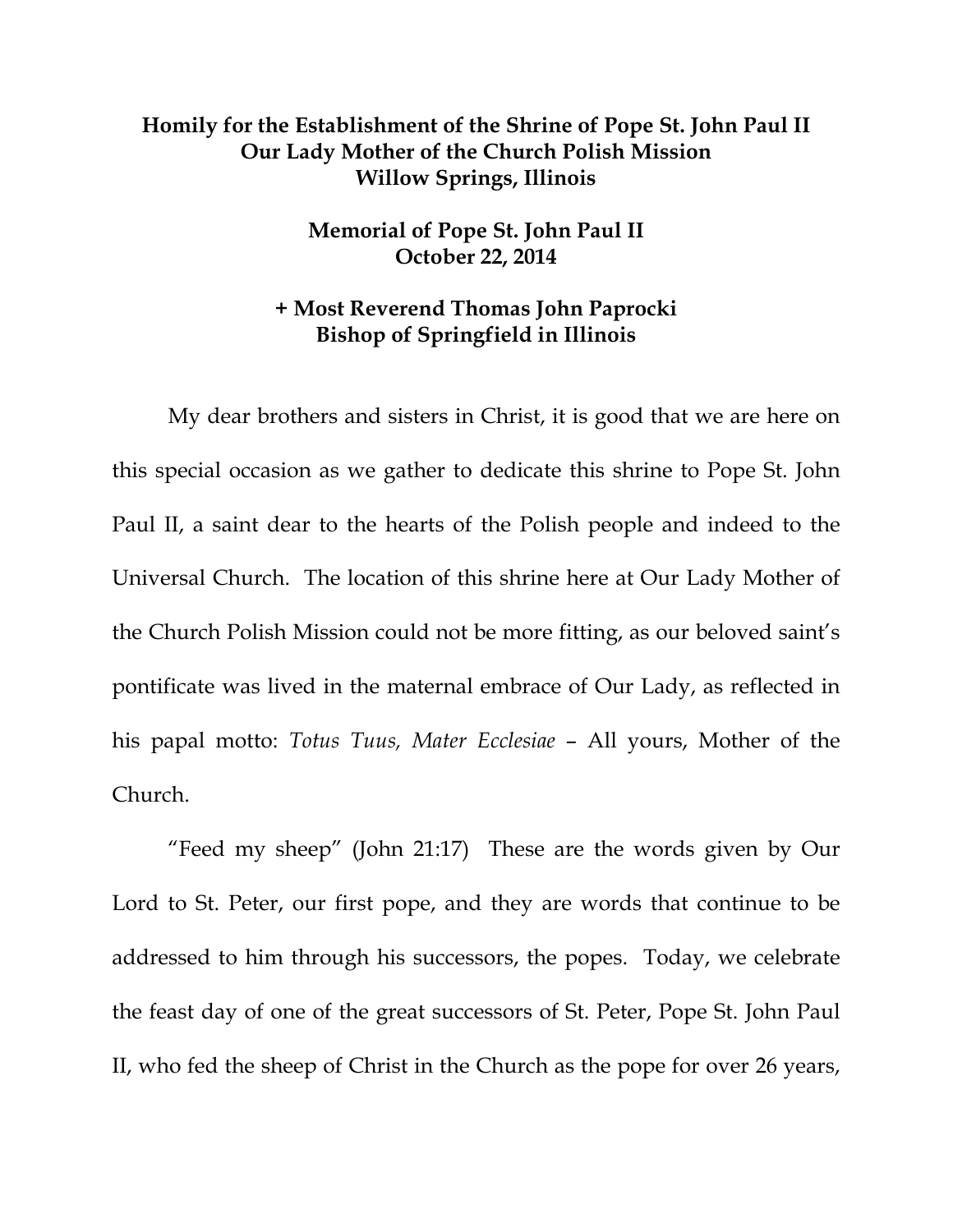**Homily for the Establishment of the Shrine of Pope St. John Paul II**
**Our Lady Mother of the Church Polish Mission**
**Willow Springs, Illinois**

**Memorial of Pope St. John Paul II**
**October 22, 2014**

**+ Most Reverend Thomas John Paprocki**
**Bishop of Springfield in Illinois**

My dear brothers and sisters in Christ, it is good that we are here on this special occasion as we gather to dedicate this shrine to Pope St. John Paul II, a saint dear to the hearts of the Polish people and indeed to the Universal Church. The location of this shrine here at Our Lady Mother of the Church Polish Mission could not be more fitting, as our beloved saint's pontificate was lived in the maternal embrace of Our Lady, as reflected in his papal motto: *Totus Tuus, Mater Ecclesiae* – All yours, Mother of the Church.

"Feed my sheep" (John 21:17) These are the words given by Our Lord to St. Peter, our first pope, and they are words that continue to be addressed to him through his successors, the popes. Today, we celebrate the feast day of one of the great successors of St. Peter, Pope St. John Paul II, who fed the sheep of Christ in the Church as the pope for over 26 years,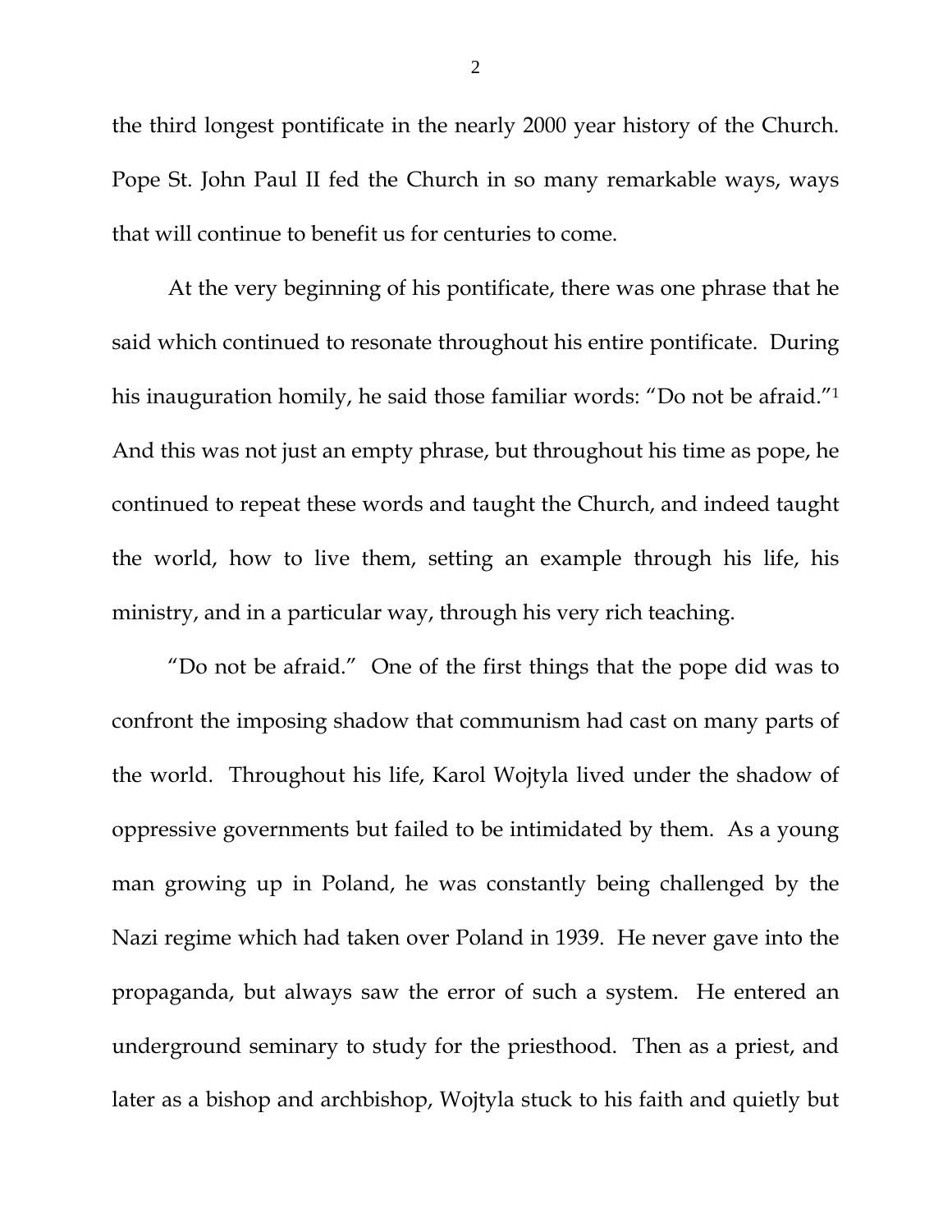the third longest pontificate in the nearly 2000 year history of the Church. Pope St. John Paul II fed the Church in so many remarkable ways, ways that will continue to benefit us for centuries to come.

At the very beginning of his pontificate, there was one phrase that he said which continued to resonate throughout his entire pontificate. During his inauguration homily, he said those familiar words: "Do not be afraid."[1] And this was not just an empty phrase, but throughout his time as pope, he continued to repeat these words and taught the Church, and indeed taught the world, how to live them, setting an example through his life, his ministry, and in a particular way, through his very rich teaching.

"Do not be afraid." One of the first things that the pope did was to confront the imposing shadow that communism had cast on many parts of the world. Throughout his life, Karol Wojtyla lived under the shadow of oppressive governments but failed to be intimidated by them. As a young man growing up in Poland, he was constantly being challenged by the Nazi regime which had taken over Poland in 1939. He never gave into the propaganda, but always saw the error of such a system. He entered an underground seminary to study for the priesthood. Then as a priest, and later as a bishop and archbishop, Wojtyla stuck to his faith and quietly but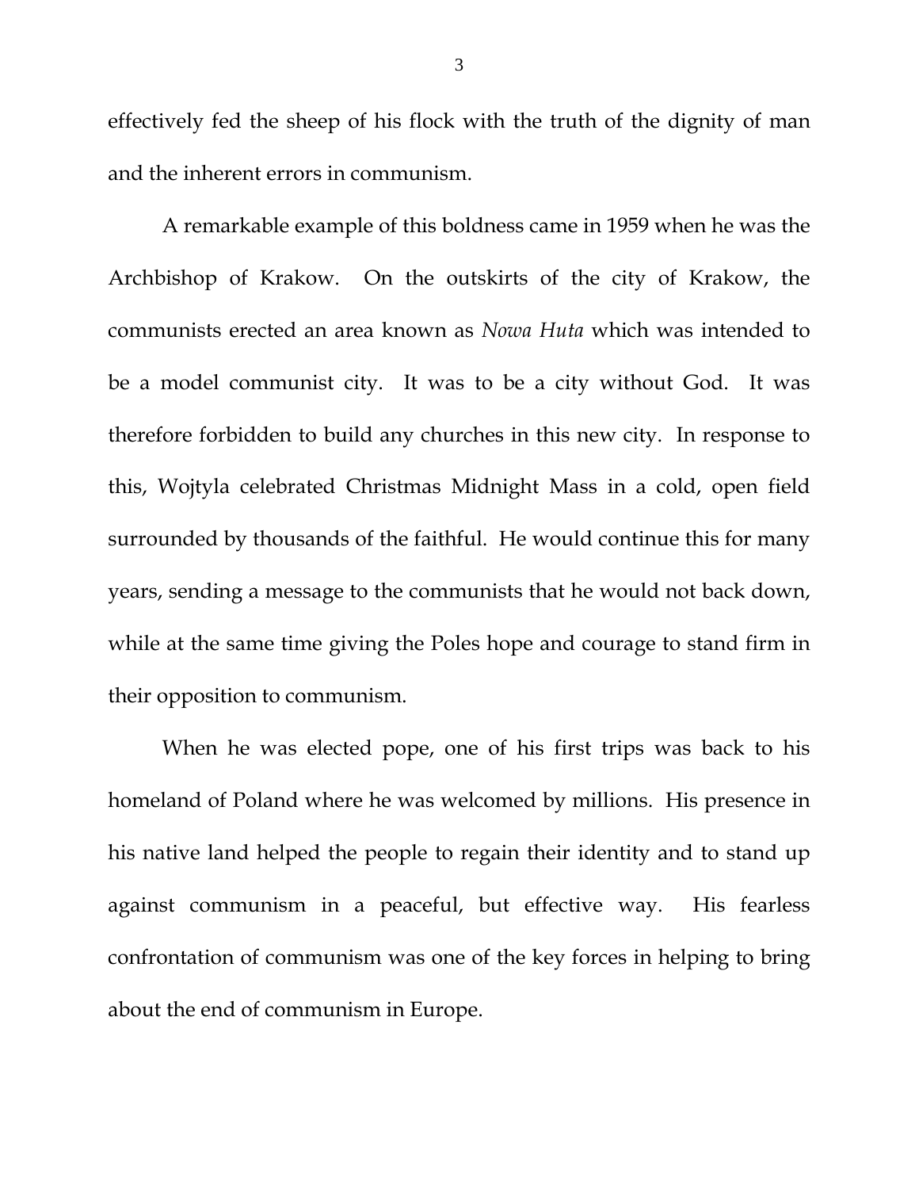effectively fed the sheep of his flock with the truth of the dignity of man and the inherent errors in communism.

A remarkable example of this boldness came in 1959 when he was the Archbishop of Krakow. On the outskirts of the city of Krakow, the communists erected an area known as *Nowa Huta* which was intended to be a model communist city. It was to be a city without God. It was therefore forbidden to build any churches in this new city. In response to this, Wojtyla celebrated Christmas Midnight Mass in a cold, open field surrounded by thousands of the faithful. He would continue this for many years, sending a message to the communists that he would not back down, while at the same time giving the Poles hope and courage to stand firm in their opposition to communism.

When he was elected pope, one of his first trips was back to his homeland of Poland where he was welcomed by millions. His presence in his native land helped the people to regain their identity and to stand up against communism in a peaceful, but effective way. His fearless confrontation of communism was one of the key forces in helping to bring about the end of communism in Europe.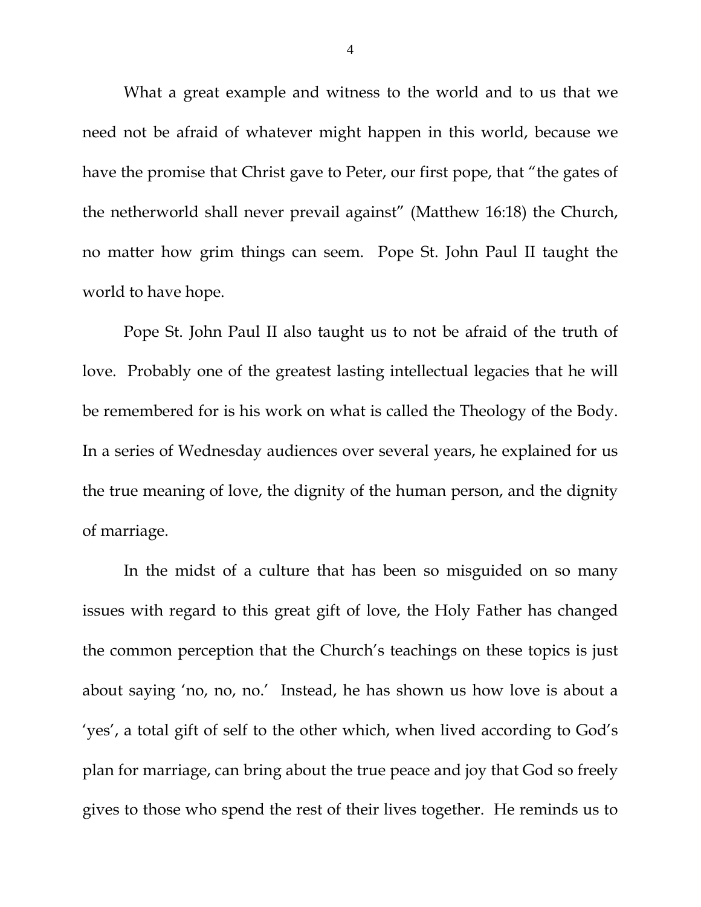What a great example and witness to the world and to us that we need not be afraid of whatever might happen in this world, because we have the promise that Christ gave to Peter, our first pope, that "the gates of the netherworld shall never prevail against" (Matthew 16:18) the Church, no matter how grim things can seem. Pope St. John Paul II taught the world to have hope.

Pope St. John Paul II also taught us to not be afraid of the truth of love. Probably one of the greatest lasting intellectual legacies that he will be remembered for is his work on what is called the Theology of the Body. In a series of Wednesday audiences over several years, he explained for us the true meaning of love, the dignity of the human person, and the dignity of marriage.

In the midst of a culture that has been so misguided on so many issues with regard to this great gift of love, the Holy Father has changed the common perception that the Church's teachings on these topics is just about saying 'no, no, no.' Instead, he has shown us how love is about a 'yes', a total gift of self to the other which, when lived according to God's plan for marriage, can bring about the true peace and joy that God so freely gives to those who spend the rest of their lives together. He reminds us to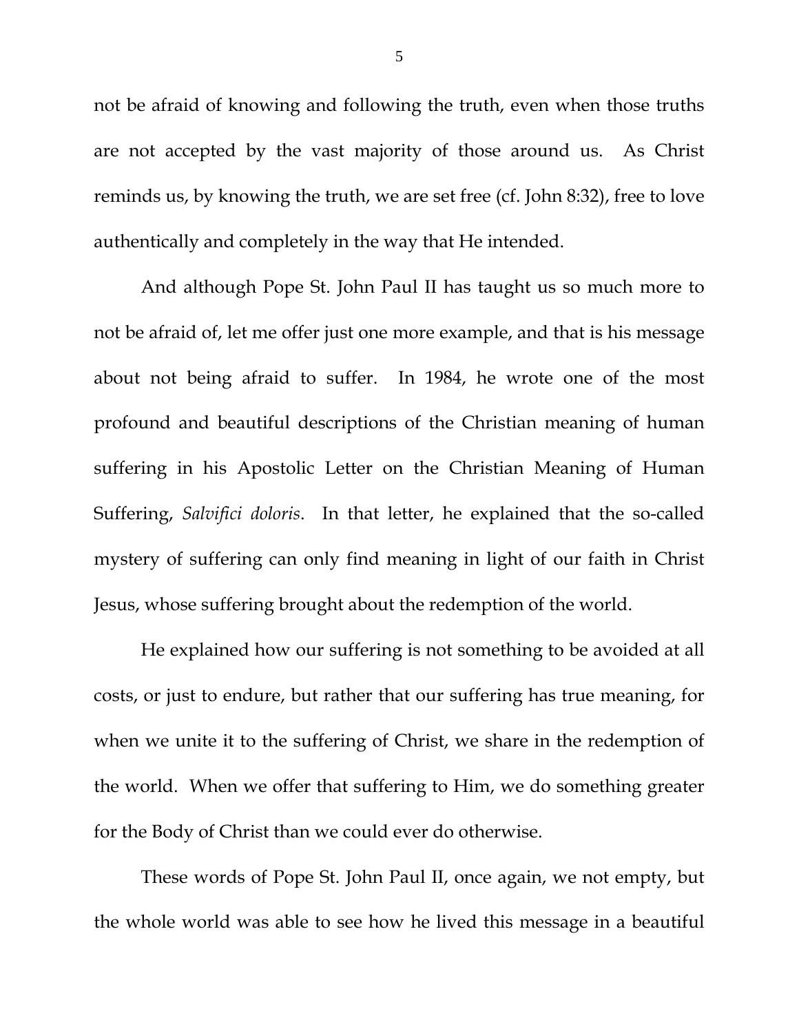not be afraid of knowing and following the truth, even when those truths are not accepted by the vast majority of those around us. As Christ reminds us, by knowing the truth, we are set free (cf. John 8:32), free to love authentically and completely in the way that He intended.

And although Pope St. John Paul II has taught us so much more to not be afraid of, let me offer just one more example, and that is his message about not being afraid to suffer. In 1984, he wrote one of the most profound and beautiful descriptions of the Christian meaning of human suffering in his Apostolic Letter on the Christian Meaning of Human Suffering, *Salvifici doloris*. In that letter, he explained that the so-called mystery of suffering can only find meaning in light of our faith in Christ Jesus, whose suffering brought about the redemption of the world.

He explained how our suffering is not something to be avoided at all costs, or just to endure, but rather that our suffering has true meaning, for when we unite it to the suffering of Christ, we share in the redemption of the world. When we offer that suffering to Him, we do something greater for the Body of Christ than we could ever do otherwise.

These words of Pope St. John Paul II, once again, we not empty, but the whole world was able to see how he lived this message in a beautiful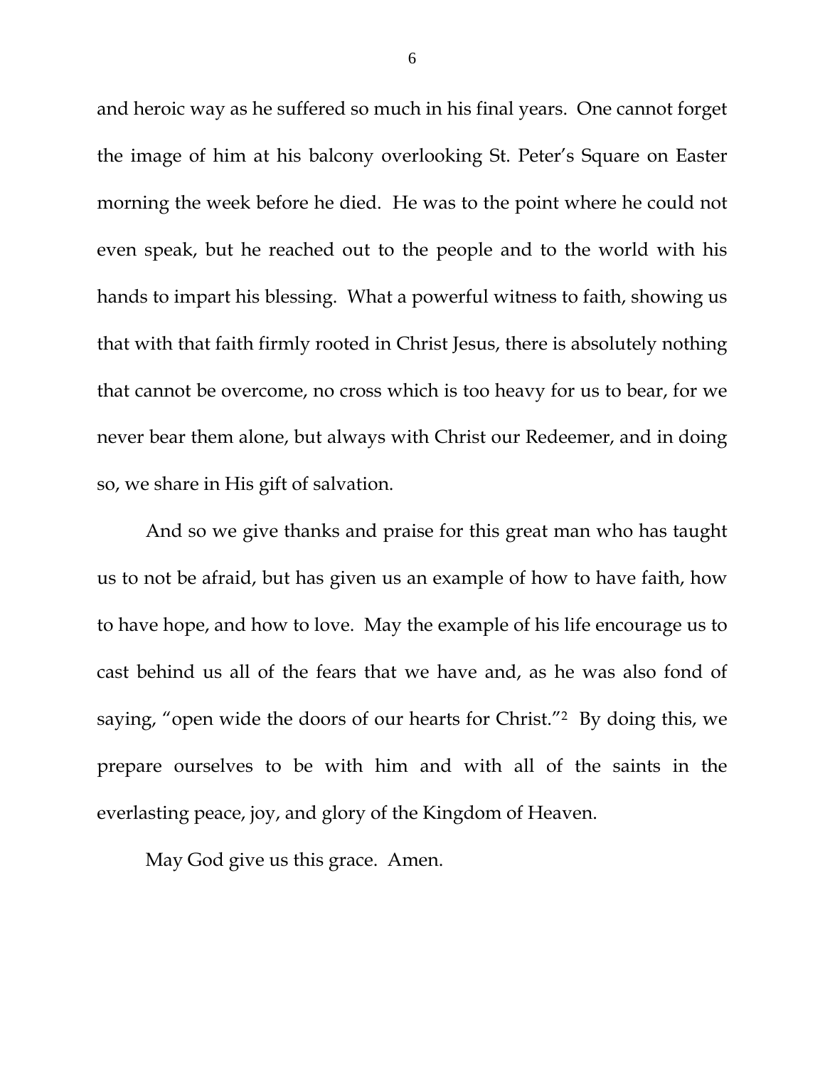and heroic way as he suffered so much in his final years. One cannot forget the image of him at his balcony overlooking St. Peter's Square on Easter morning the week before he died. He was to the point where he could not even speak, but he reached out to the people and to the world with his hands to impart his blessing. What a powerful witness to faith, showing us that with that faith firmly rooted in Christ Jesus, there is absolutely nothing that cannot be overcome, no cross which is too heavy for us to bear, for we never bear them alone, but always with Christ our Redeemer, and in doing so, we share in His gift of salvation.

And so we give thanks and praise for this great man who has taught us to not be afraid, but has given us an example of how to have faith, how to have hope, and how to love. May the example of his life encourage us to cast behind us all of the fears that we have and, as he was also fond of saying, "open wide the doors of our hearts for Christ."[2] By doing this, we prepare ourselves to be with him and with all of the saints in the everlasting peace, joy, and glory of the Kingdom of Heaven.

May God give us this grace. Amen.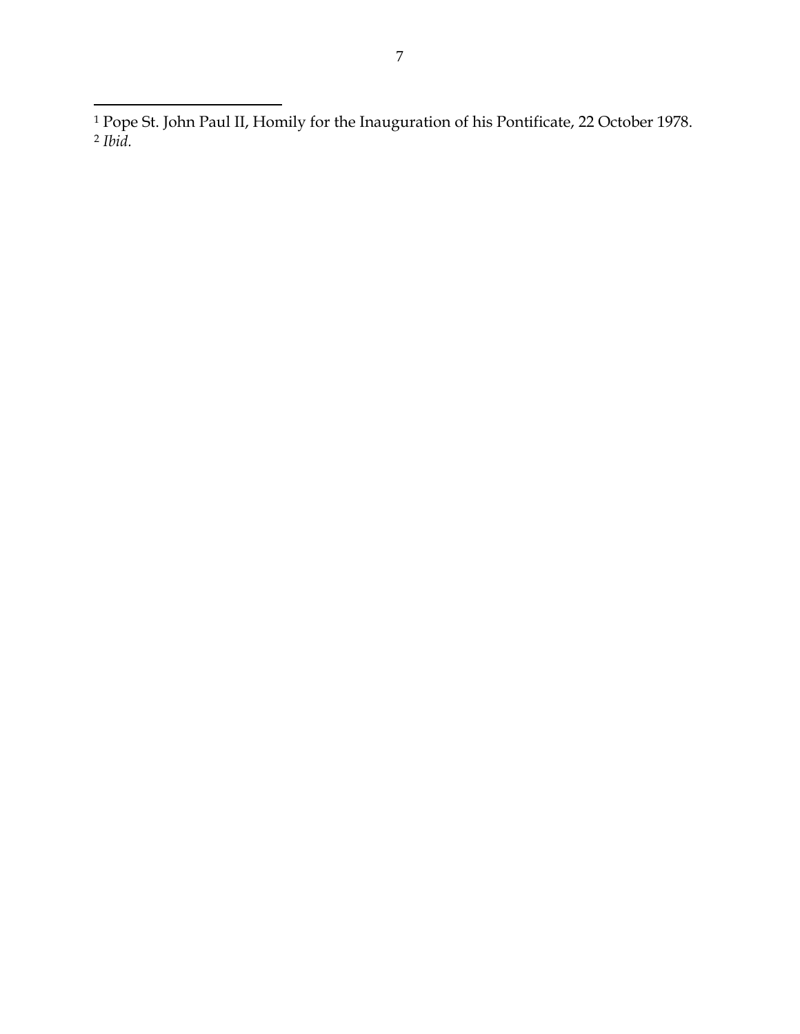[1] Pope St. John Paul II, Homily for the Inauguration of his Pontificate, 22 October 1978.

[2] *Ibid*.